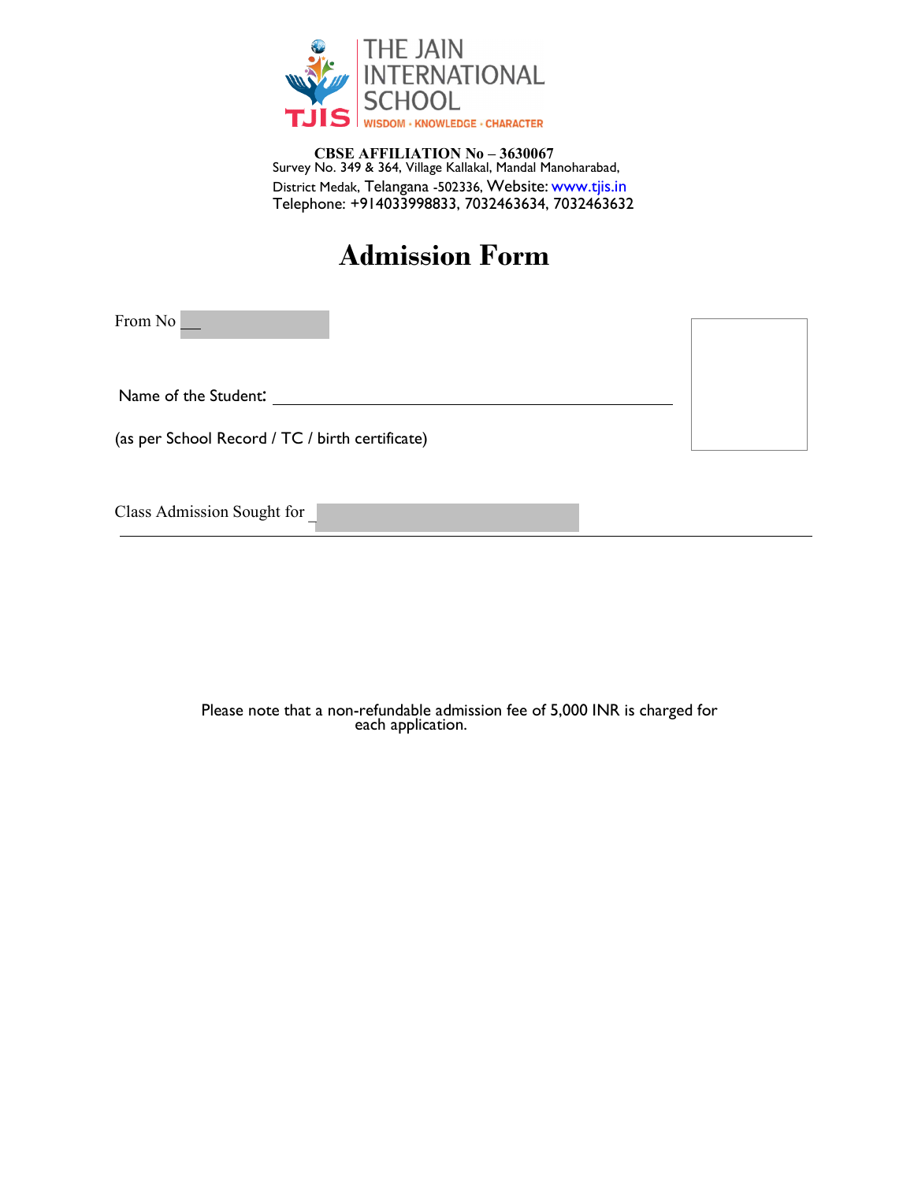THE JAIN INTERNATIONAL SCHOOL

TJIS

WISDOM • KNOWLEDGE • CHARACTER

**CBSE AFFILIATION No – 3630067**

Survey No. 349 & 364, Village Kallakal, Mandal Manoharabad,
District Medak, Telangana -502336, Website: www.tjis.in
Telephone: +914033998833, 7032463634, 7032463632

# Admission Form

From No ___

Name of the Student: ____________________________________________

(as per School Record / TC / birth certificate)

Class Admission Sought for _

Please note that a non-refundable admission fee of 5,000 INR is charged for each application.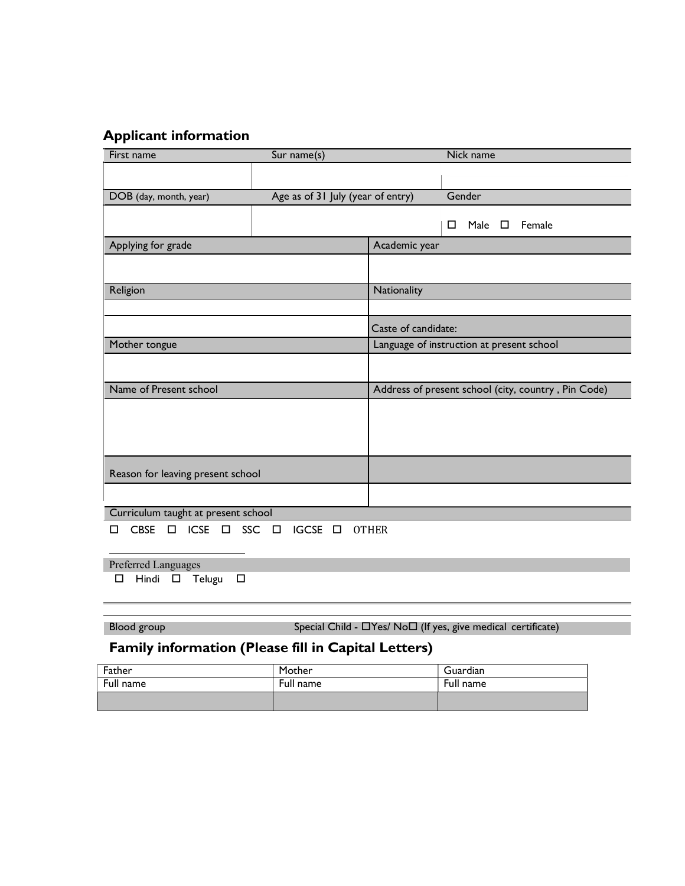## Applicant information

| First name | Sur name(s) | Nick name |
|---|---|---|
| | | |
| DOB (day, month, year) | Age as of 31 July (year of entry) | Gender |
| | | ☐ Male ☐ Female |

| Applying for grade | Academic year |
|---|---|
| | |
| Religion | Nationality |
| | |
| | Caste of candidate: |
| Mother tongue | Language of instruction at present school |
| | |
| Name of Present school | Address of present school (city, country , Pin Code) |
| | |
| Reason for leaving present school | |
| | |

Curriculum taught at present school

☐ CBSE ☐ ICSE ☐ SSC ☐ IGCSE ☐ OTHER

Preferred Languages

☐ Hindi ☐ Telugu ☐

Blood group Special Child - ☐Yes/ No☐ (If yes, give medical certificate)

## Family information (Please fill in Capital Letters)

| Father | Mother | Guardian |
|---|---|---|
| Full name | Full name | Full name |
| | | |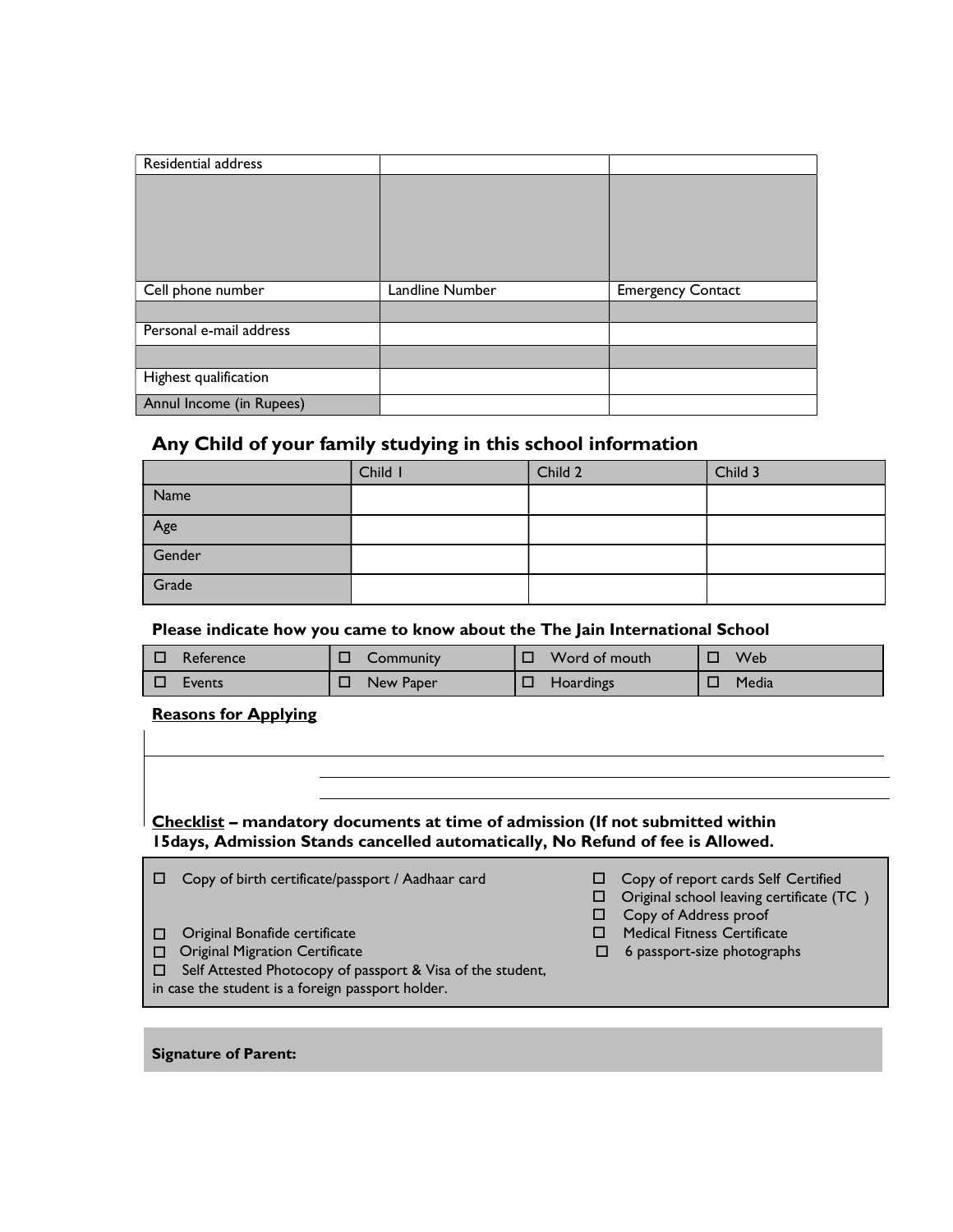| Residential address | | |
|---|---|---|
| | | |
| Cell phone number | Landline Number | Emergency Contact |
| | | |
| Personal e-mail address | | |
| | | |
| Highest qualification | | |
| Annul Income (in Rupees) | | |

## Any Child of your family studying in this school information

| | Child 1 | Child 2 | Child 3 |
|---|---|---|---|
| Name | | | |
| Age | | | |
| Gender | | | |
| Grade | | | |

### Please indicate how you came to know about the The Jain International School

| | | | |
|---|---|---|---|
| ☐ Reference | ☐ Community | ☐ Word of mouth | ☐ Web |
| ☐ Events | ☐ New Paper | ☐ Hoardings | ☐ Media |

**Reasons for Applying**

**Checklist – mandatory documents at time of admission (If not submitted within 15days, Admission Stands cancelled automatically, No Refund of fee is Allowed.**

- ☐ Copy of birth certificate/passport / Aadhaar card
- ☐ Original Bonafide certificate
- ☐ Original Migration Certificate
- ☐ Self Attested Photocopy of passport & Visa of the student, in case the student is a foreign passport holder.
- ☐ Copy of report cards Self Certified
- ☐ Original school leaving certificate (TC )
- ☐ Copy of Address proof
- ☐ Medical Fitness Certificate
- ☐ 6 passport-size photographs

**Signature of Parent:**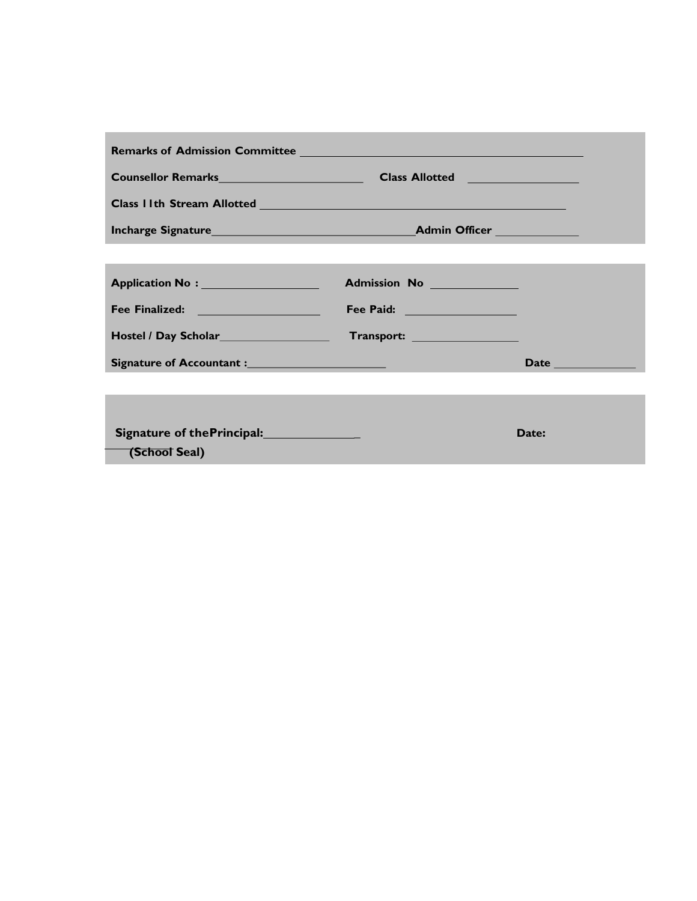**Remarks of Admission Committee** ____________________________________________

**Counsellor Remarks**______________________ **Class Allotted** _________________

**Class 11th Stream Allotted** _______________________________________________

**Incharge Signature**_______________________________**Admin Officer** _____________

**Application No :** __________________ **Admission No** _____________

**Fee Finalized:** __________________ **Fee Paid:** _________________

**Hostel / Day Scholar**_________________ **Transport:** ________________

**Signature of Accountant :**_____________________ **Date** _____________

**Signature of thePrincipal:**______________ **Date:**

**(School Seal)**